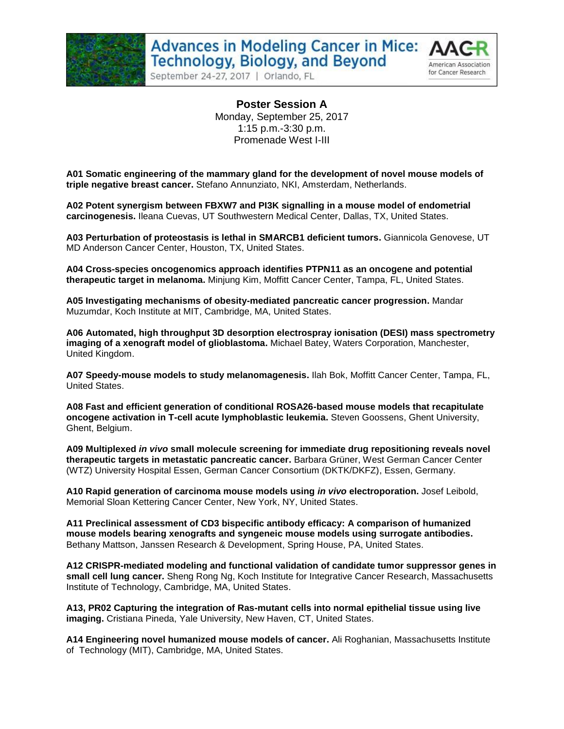# Advances in Modeling Cancer in Mice: Technology, Biology, and Beyond

September 24-27, 2017 | Orlando, FL

## Poster Session A

Monday, September 25, 2017
1:15 p.m.-3:30 p.m.
Promenade West I-III

**A01 Somatic engineering of the mammary gland for the development of novel mouse models of triple negative breast cancer.** Stefano Annunziato, NKI, Amsterdam, Netherlands.

**A02 Potent synergism between FBXW7 and PI3K signalling in a mouse model of endometrial carcinogenesis.** Ileana Cuevas, UT Southwestern Medical Center, Dallas, TX, United States.

**A03 Perturbation of proteostasis is lethal in SMARCB1 deficient tumors.** Giannicola Genovese, UT MD Anderson Cancer Center, Houston, TX, United States.

**A04 Cross-species oncogenomics approach identifies PTPN11 as an oncogene and potential therapeutic target in melanoma.** Minjung Kim, Moffitt Cancer Center, Tampa, FL, United States.

**A05 Investigating mechanisms of obesity-mediated pancreatic cancer progression.** Mandar Muzumdar, Koch Institute at MIT, Cambridge, MA, United States.

**A06 Automated, high throughput 3D desorption electrospray ionisation (DESI) mass spectrometry imaging of a xenograft model of glioblastoma.** Michael Batey, Waters Corporation, Manchester, United Kingdom.

**A07 Speedy-mouse models to study melanomagenesis.** Ilah Bok, Moffitt Cancer Center, Tampa, FL, United States.

**A08 Fast and efficient generation of conditional ROSA26-based mouse models that recapitulate oncogene activation in T-cell acute lymphoblastic leukemia.** Steven Goossens, Ghent University, Ghent, Belgium.

**A09 Multiplexed *in vivo* small molecule screening for immediate drug repositioning reveals novel therapeutic targets in metastatic pancreatic cancer.** Barbara Grüner, West German Cancer Center (WTZ) University Hospital Essen, German Cancer Consortium (DKTK/DKFZ), Essen, Germany.

**A10 Rapid generation of carcinoma mouse models using *in vivo* electroporation.** Josef Leibold, Memorial Sloan Kettering Cancer Center, New York, NY, United States.

**A11 Preclinical assessment of CD3 bispecific antibody efficacy: A comparison of humanized mouse models bearing xenografts and syngeneic mouse models using surrogate antibodies.** Bethany Mattson, Janssen Research & Development, Spring House, PA, United States.

**A12 CRISPR-mediated modeling and functional validation of candidate tumor suppressor genes in small cell lung cancer.** Sheng Rong Ng, Koch Institute for Integrative Cancer Research, Massachusetts Institute of Technology, Cambridge, MA, United States.

**A13, PR02 Capturing the integration of Ras-mutant cells into normal epithelial tissue using live imaging.** Cristiana Pineda, Yale University, New Haven, CT, United States.

**A14 Engineering novel humanized mouse models of cancer.** Ali Roghanian, Massachusetts Institute of Technology (MIT), Cambridge, MA, United States.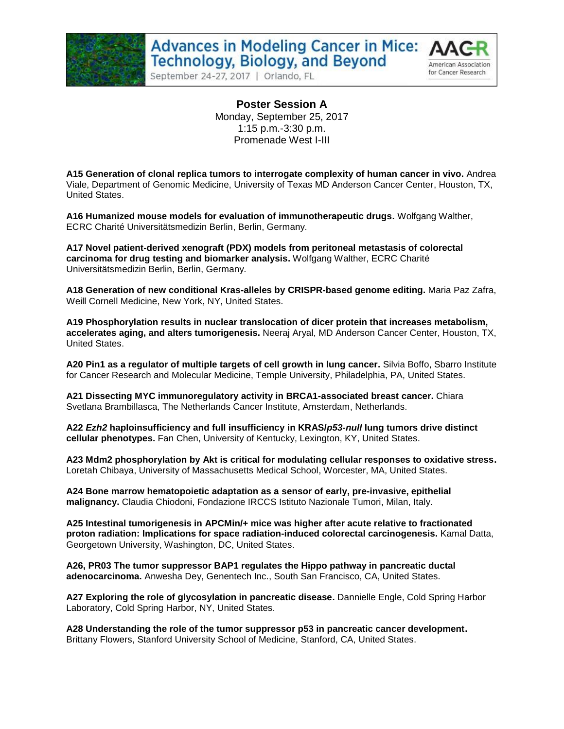## Poster Session A

Monday, September 25, 2017
1:15 p.m.-3:30 p.m.
Promenade West I-III

**A15 Generation of clonal replica tumors to interrogate complexity of human cancer in vivo.** Andrea Viale, Department of Genomic Medicine, University of Texas MD Anderson Cancer Center, Houston, TX, United States.

**A16 Humanized mouse models for evaluation of immunotherapeutic drugs.** Wolfgang Walther, ECRC Charité Universitätsmedizin Berlin, Berlin, Germany.

**A17 Novel patient-derived xenograft (PDX) models from peritoneal metastasis of colorectal carcinoma for drug testing and biomarker analysis.** Wolfgang Walther, ECRC Charité Universitätsmedizin Berlin, Berlin, Germany.

**A18 Generation of new conditional Kras-alleles by CRISPR-based genome editing.** Maria Paz Zafra, Weill Cornell Medicine, New York, NY, United States.

**A19 Phosphorylation results in nuclear translocation of dicer protein that increases metabolism, accelerates aging, and alters tumorigenesis.** Neeraj Aryal, MD Anderson Cancer Center, Houston, TX, United States.

**A20 Pin1 as a regulator of multiple targets of cell growth in lung cancer.** Silvia Boffo, Sbarro Institute for Cancer Research and Molecular Medicine, Temple University, Philadelphia, PA, United States.

**A21 Dissecting MYC immunoregulatory activity in BRCA1-associated breast cancer.** Chiara Svetlana Brambillasca, The Netherlands Cancer Institute, Amsterdam, Netherlands.

**A22 *Ezh2* haploinsufficiency and full insufficiency in KRAS/*p53-null* lung tumors drive distinct cellular phenotypes.** Fan Chen, University of Kentucky, Lexington, KY, United States.

**A23 Mdm2 phosphorylation by Akt is critical for modulating cellular responses to oxidative stress.** Loretah Chibaya, University of Massachusetts Medical School, Worcester, MA, United States.

**A24 Bone marrow hematopoietic adaptation as a sensor of early, pre-invasive, epithelial malignancy.** Claudia Chiodoni, Fondazione IRCCS Istituto Nazionale Tumori, Milan, Italy.

**A25 Intestinal tumorigenesis in APCMin/+ mice was higher after acute relative to fractionated proton radiation: Implications for space radiation-induced colorectal carcinogenesis.** Kamal Datta, Georgetown University, Washington, DC, United States.

**A26, PR03 The tumor suppressor BAP1 regulates the Hippo pathway in pancreatic ductal adenocarcinoma.** Anwesha Dey, Genentech Inc., South San Francisco, CA, United States.

**A27 Exploring the role of glycosylation in pancreatic disease.** Dannielle Engle, Cold Spring Harbor Laboratory, Cold Spring Harbor, NY, United States.

**A28 Understanding the role of the tumor suppressor p53 in pancreatic cancer development.** Brittany Flowers, Stanford University School of Medicine, Stanford, CA, United States.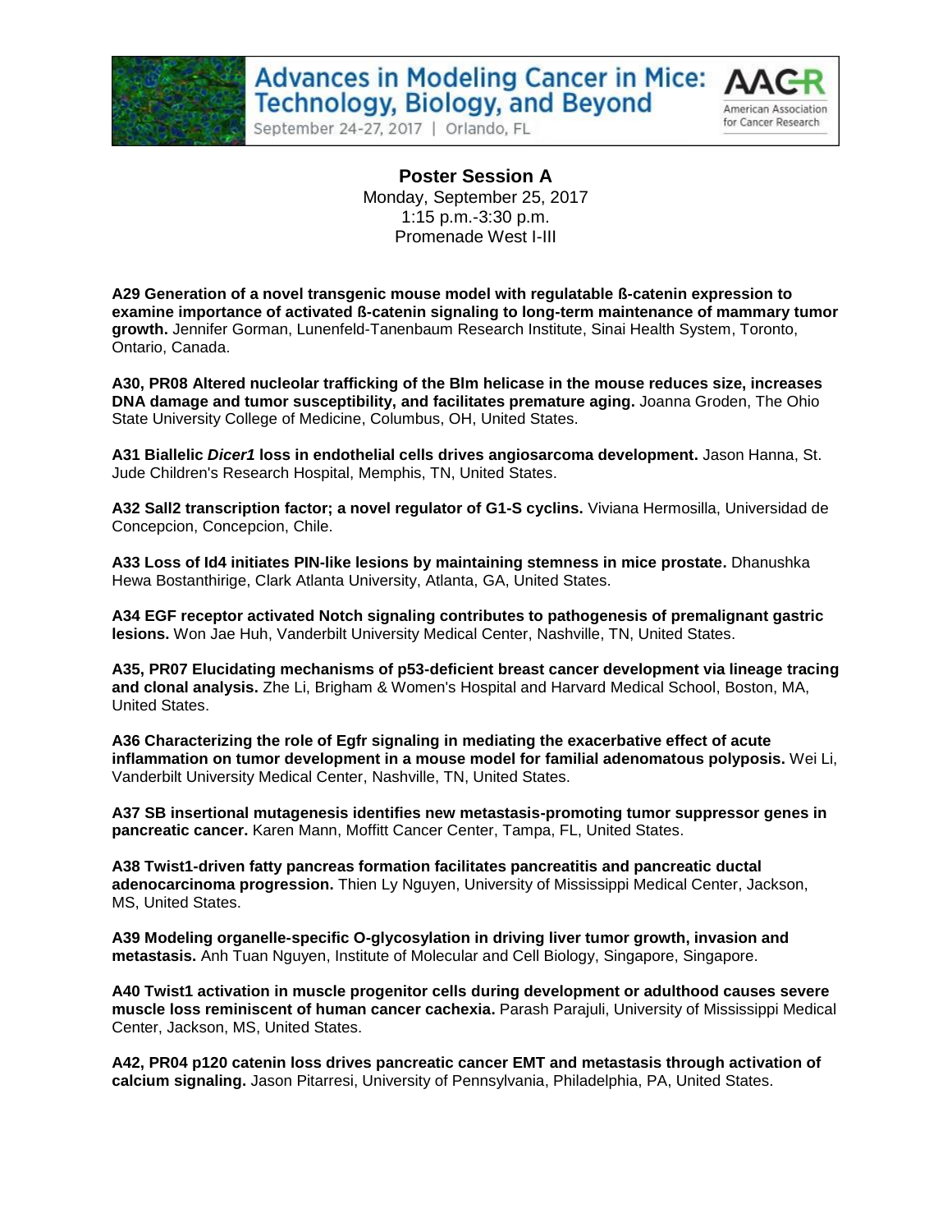## Poster Session A

Monday, September 25, 2017
1:15 p.m.-3:30 p.m.
Promenade West I-III

**A29 Generation of a novel transgenic mouse model with regulatable ß-catenin expression to examine importance of activated ß-catenin signaling to long-term maintenance of mammary tumor growth.** Jennifer Gorman, Lunenfeld-Tanenbaum Research Institute, Sinai Health System, Toronto, Ontario, Canada.

**A30, PR08 Altered nucleolar trafficking of the Blm helicase in the mouse reduces size, increases DNA damage and tumor susceptibility, and facilitates premature aging.** Joanna Groden, The Ohio State University College of Medicine, Columbus, OH, United States.

**A31 Biallelic *Dicer1* loss in endothelial cells drives angiosarcoma development.** Jason Hanna, St. Jude Children's Research Hospital, Memphis, TN, United States.

**A32 Sall2 transcription factor; a novel regulator of G1-S cyclins.** Viviana Hermosilla, Universidad de Concepcion, Concepcion, Chile.

**A33 Loss of Id4 initiates PIN-like lesions by maintaining stemness in mice prostate.** Dhanushka Hewa Bostanthirige, Clark Atlanta University, Atlanta, GA, United States.

**A34 EGF receptor activated Notch signaling contributes to pathogenesis of premalignant gastric lesions.** Won Jae Huh, Vanderbilt University Medical Center, Nashville, TN, United States.

**A35, PR07 Elucidating mechanisms of p53-deficient breast cancer development via lineage tracing and clonal analysis.** Zhe Li, Brigham & Women's Hospital and Harvard Medical School, Boston, MA, United States.

**A36 Characterizing the role of Egfr signaling in mediating the exacerbative effect of acute inflammation on tumor development in a mouse model for familial adenomatous polyposis.** Wei Li, Vanderbilt University Medical Center, Nashville, TN, United States.

**A37 SB insertional mutagenesis identifies new metastasis-promoting tumor suppressor genes in pancreatic cancer.** Karen Mann, Moffitt Cancer Center, Tampa, FL, United States.

**A38 Twist1-driven fatty pancreas formation facilitates pancreatitis and pancreatic ductal adenocarcinoma progression.** Thien Ly Nguyen, University of Mississippi Medical Center, Jackson, MS, United States.

**A39 Modeling organelle-specific O-glycosylation in driving liver tumor growth, invasion and metastasis.** Anh Tuan Nguyen, Institute of Molecular and Cell Biology, Singapore, Singapore.

**A40 Twist1 activation in muscle progenitor cells during development or adulthood causes severe muscle loss reminiscent of human cancer cachexia.** Parash Parajuli, University of Mississippi Medical Center, Jackson, MS, United States.

**A42, PR04 p120 catenin loss drives pancreatic cancer EMT and metastasis through activation of calcium signaling.** Jason Pitarresi, University of Pennsylvania, Philadelphia, PA, United States.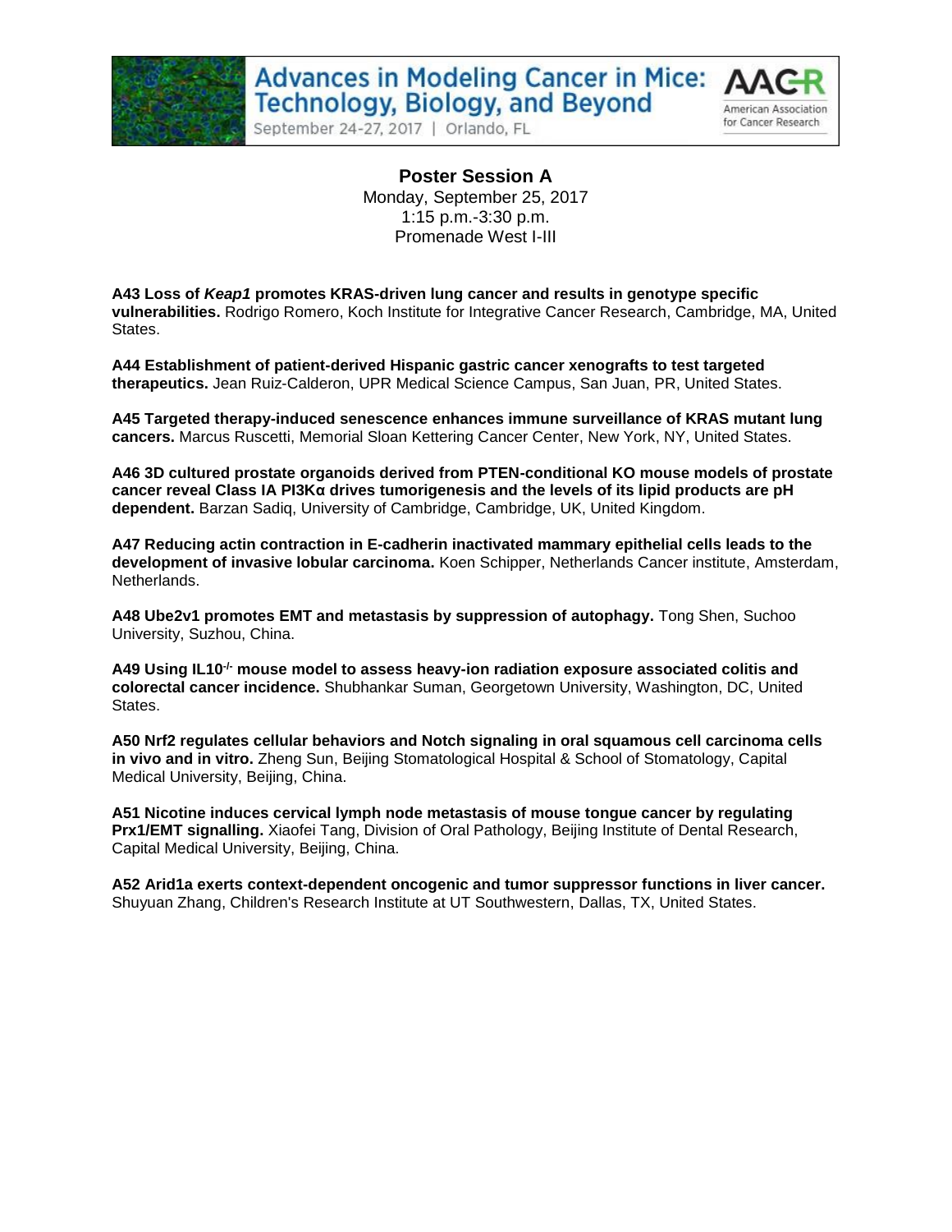## Poster Session A

Monday, September 25, 2017
1:15 p.m.-3:30 p.m.
Promenade West I-III

**A43 Loss of *Keap1* promotes KRAS-driven lung cancer and results in genotype specific vulnerabilities.** Rodrigo Romero, Koch Institute for Integrative Cancer Research, Cambridge, MA, United States.

**A44 Establishment of patient-derived Hispanic gastric cancer xenografts to test targeted therapeutics.** Jean Ruiz-Calderon, UPR Medical Science Campus, San Juan, PR, United States.

**A45 Targeted therapy-induced senescence enhances immune surveillance of KRAS mutant lung cancers.** Marcus Ruscetti, Memorial Sloan Kettering Cancer Center, New York, NY, United States.

**A46 3D cultured prostate organoids derived from PTEN-conditional KO mouse models of prostate cancer reveal Class IA PI3Kα drives tumorigenesis and the levels of its lipid products are pH dependent.** Barzan Sadiq, University of Cambridge, Cambridge, UK, United Kingdom.

**A47 Reducing actin contraction in E-cadherin inactivated mammary epithelial cells leads to the development of invasive lobular carcinoma.** Koen Schipper, Netherlands Cancer institute, Amsterdam, Netherlands.

**A48 Ube2v1 promotes EMT and metastasis by suppression of autophagy.** Tong Shen, Suchoo University, Suzhou, China.

**A49 Using IL10$^{-/-}$ mouse model to assess heavy-ion radiation exposure associated colitis and colorectal cancer incidence.** Shubhankar Suman, Georgetown University, Washington, DC, United States.

**A50 Nrf2 regulates cellular behaviors and Notch signaling in oral squamous cell carcinoma cells in vivo and in vitro.** Zheng Sun, Beijing Stomatological Hospital & School of Stomatology, Capital Medical University, Beijing, China.

**A51 Nicotine induces cervical lymph node metastasis of mouse tongue cancer by regulating Prx1/EMT signalling.** Xiaofei Tang, Division of Oral Pathology, Beijing Institute of Dental Research, Capital Medical University, Beijing, China.

**A52 Arid1a exerts context-dependent oncogenic and tumor suppressor functions in liver cancer.** Shuyuan Zhang, Children's Research Institute at UT Southwestern, Dallas, TX, United States.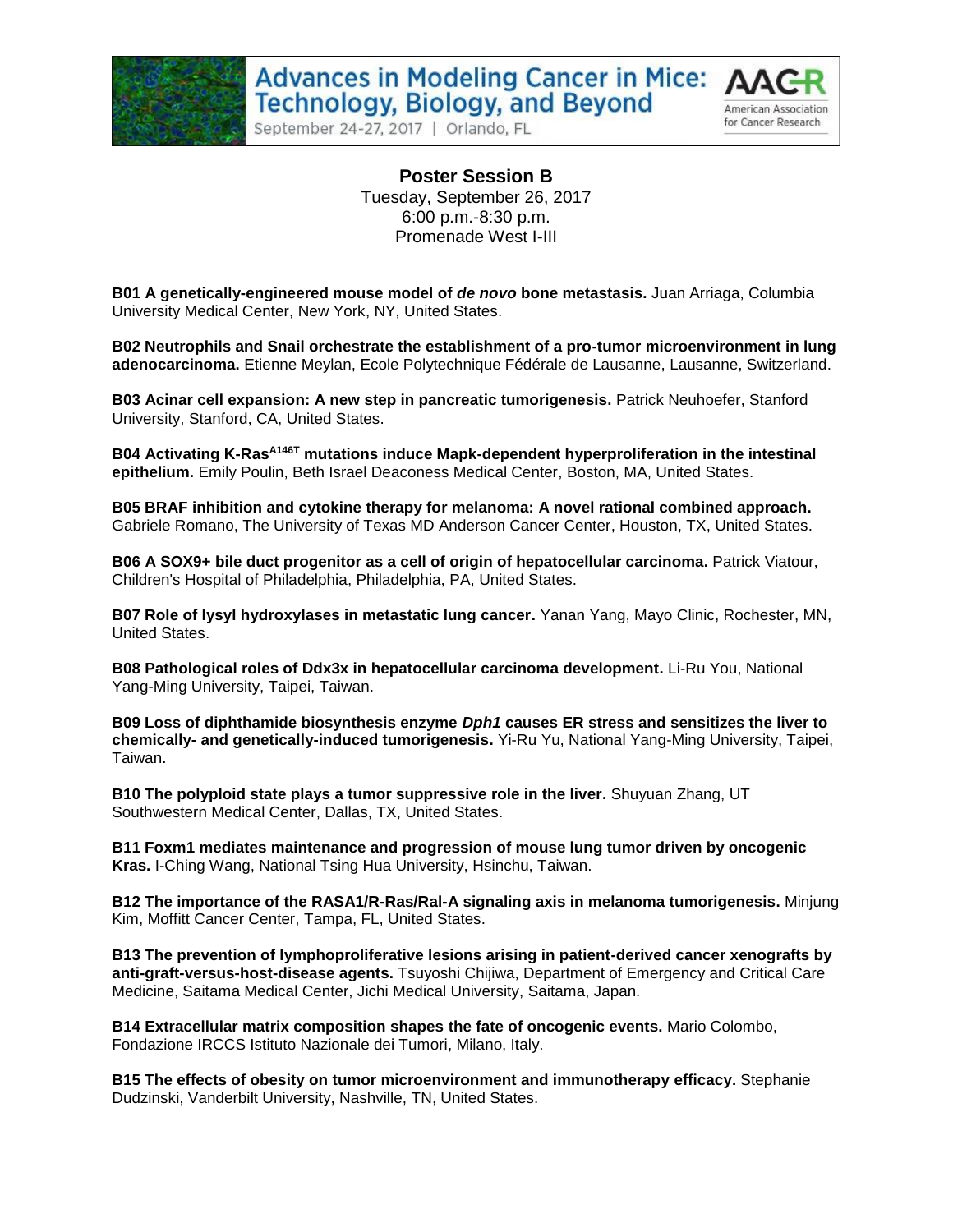## Poster Session B

Tuesday, September 26, 2017
6:00 p.m.-8:30 p.m.
Promenade West I-III

**B01 A genetically-engineered mouse model of *de novo* bone metastasis.** Juan Arriaga, Columbia University Medical Center, New York, NY, United States.

**B02 Neutrophils and Snail orchestrate the establishment of a pro-tumor microenvironment in lung adenocarcinoma.** Etienne Meylan, Ecole Polytechnique Fédérale de Lausanne, Lausanne, Switzerland.

**B03 Acinar cell expansion: A new step in pancreatic tumorigenesis.** Patrick Neuhoefer, Stanford University, Stanford, CA, United States.

**B04 Activating K-Ras$^{A146T}$ mutations induce Mapk-dependent hyperproliferation in the intestinal epithelium.** Emily Poulin, Beth Israel Deaconess Medical Center, Boston, MA, United States.

**B05 BRAF inhibition and cytokine therapy for melanoma: A novel rational combined approach.** Gabriele Romano, The University of Texas MD Anderson Cancer Center, Houston, TX, United States.

**B06 A SOX9+ bile duct progenitor as a cell of origin of hepatocellular carcinoma.** Patrick Viatour, Children's Hospital of Philadelphia, Philadelphia, PA, United States.

**B07 Role of lysyl hydroxylases in metastatic lung cancer.** Yanan Yang, Mayo Clinic, Rochester, MN, United States.

**B08 Pathological roles of Ddx3x in hepatocellular carcinoma development.** Li-Ru You, National Yang-Ming University, Taipei, Taiwan.

**B09 Loss of diphthamide biosynthesis enzyme *Dph1* causes ER stress and sensitizes the liver to chemically- and genetically-induced tumorigenesis.** Yi-Ru Yu, National Yang-Ming University, Taipei, Taiwan.

**B10 The polyploid state plays a tumor suppressive role in the liver.** Shuyuan Zhang, UT Southwestern Medical Center, Dallas, TX, United States.

**B11 Foxm1 mediates maintenance and progression of mouse lung tumor driven by oncogenic Kras.** I-Ching Wang, National Tsing Hua University, Hsinchu, Taiwan.

**B12 The importance of the RASA1/R-Ras/Ral-A signaling axis in melanoma tumorigenesis.** Minjung Kim, Moffitt Cancer Center, Tampa, FL, United States.

**B13 The prevention of lymphoproliferative lesions arising in patient-derived cancer xenografts by anti-graft-versus-host-disease agents.** Tsuyoshi Chijiwa, Department of Emergency and Critical Care Medicine, Saitama Medical Center, Jichi Medical University, Saitama, Japan.

**B14 Extracellular matrix composition shapes the fate of oncogenic events.** Mario Colombo, Fondazione IRCCS Istituto Nazionale dei Tumori, Milano, Italy.

**B15 The effects of obesity on tumor microenvironment and immunotherapy efficacy.** Stephanie Dudzinski, Vanderbilt University, Nashville, TN, United States.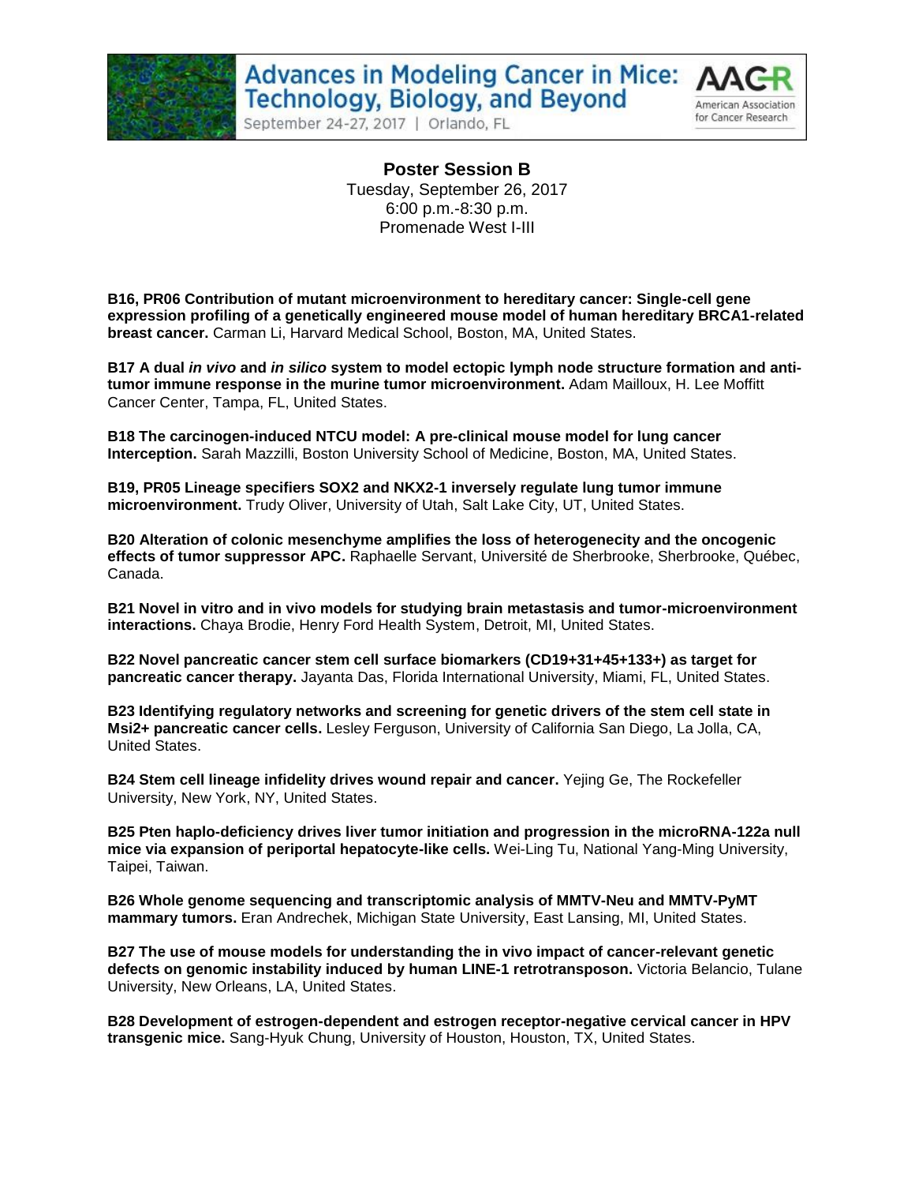## Poster Session B

Tuesday, September 26, 2017
6:00 p.m.-8:30 p.m.
Promenade West I-III

**B16, PR06 Contribution of mutant microenvironment to hereditary cancer: Single-cell gene expression profiling of a genetically engineered mouse model of human hereditary BRCA1-related breast cancer.** Carman Li, Harvard Medical School, Boston, MA, United States.

**B17 A dual *in vivo* and *in silico* system to model ectopic lymph node structure formation and anti-tumor immune response in the murine tumor microenvironment.** Adam Mailloux, H. Lee Moffitt Cancer Center, Tampa, FL, United States.

**B18 The carcinogen-induced NTCU model: A pre-clinical mouse model for lung cancer Interception.** Sarah Mazzilli, Boston University School of Medicine, Boston, MA, United States.

**B19, PR05 Lineage specifiers SOX2 and NKX2-1 inversely regulate lung tumor immune microenvironment.** Trudy Oliver, University of Utah, Salt Lake City, UT, United States.

**B20 Alteration of colonic mesenchyme amplifies the loss of heterogenecity and the oncogenic effects of tumor suppressor APC.** Raphaelle Servant, Université de Sherbrooke, Sherbrooke, Québec, Canada.

**B21 Novel in vitro and in vivo models for studying brain metastasis and tumor-microenvironment interactions.** Chaya Brodie, Henry Ford Health System, Detroit, MI, United States.

**B22 Novel pancreatic cancer stem cell surface biomarkers (CD19+31+45+133+) as target for pancreatic cancer therapy.** Jayanta Das, Florida International University, Miami, FL, United States.

**B23 Identifying regulatory networks and screening for genetic drivers of the stem cell state in Msi2+ pancreatic cancer cells.** Lesley Ferguson, University of California San Diego, La Jolla, CA, United States.

**B24 Stem cell lineage infidelity drives wound repair and cancer.** Yejing Ge, The Rockefeller University, New York, NY, United States.

**B25 Pten haplo-deficiency drives liver tumor initiation and progression in the microRNA-122a null mice via expansion of periportal hepatocyte-like cells.** Wei-Ling Tu, National Yang-Ming University, Taipei, Taiwan.

**B26 Whole genome sequencing and transcriptomic analysis of MMTV-Neu and MMTV-PyMT mammary tumors.** Eran Andrechek, Michigan State University, East Lansing, MI, United States.

**B27 The use of mouse models for understanding the in vivo impact of cancer-relevant genetic defects on genomic instability induced by human LINE-1 retrotransposon.** Victoria Belancio, Tulane University, New Orleans, LA, United States.

**B28 Development of estrogen-dependent and estrogen receptor-negative cervical cancer in HPV transgenic mice.** Sang-Hyuk Chung, University of Houston, Houston, TX, United States.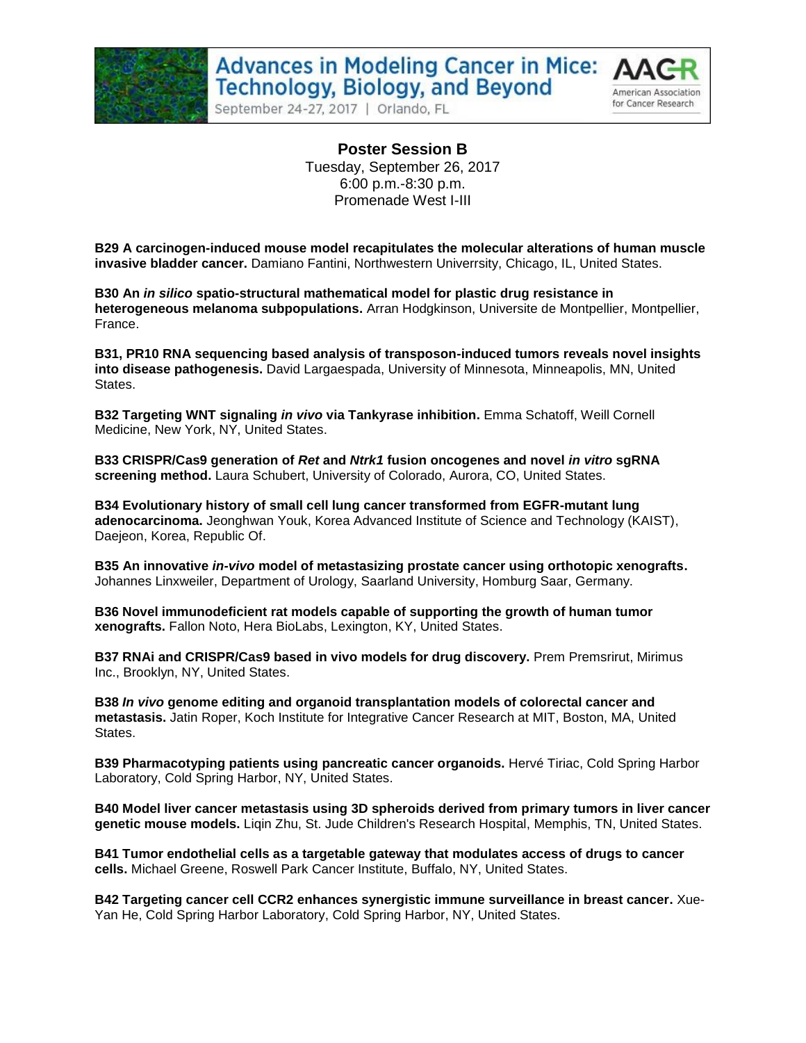## Poster Session B

Tuesday, September 26, 2017
6:00 p.m.-8:30 p.m.
Promenade West I-III

**B29 A carcinogen-induced mouse model recapitulates the molecular alterations of human muscle invasive bladder cancer.** Damiano Fantini, Northwestern Univerrsity, Chicago, IL, United States.

**B30 An *in silico* spatio-structural mathematical model for plastic drug resistance in heterogeneous melanoma subpopulations.** Arran Hodgkinson, Universite de Montpellier, Montpellier, France.

**B31, PR10 RNA sequencing based analysis of transposon-induced tumors reveals novel insights into disease pathogenesis.** David Largaespada, University of Minnesota, Minneapolis, MN, United States.

**B32 Targeting WNT signaling *in vivo* via Tankyrase inhibition.** Emma Schatoff, Weill Cornell Medicine, New York, NY, United States.

**B33 CRISPR/Cas9 generation of *Ret* and *Ntrk1* fusion oncogenes and novel *in vitro* sgRNA screening method.** Laura Schubert, University of Colorado, Aurora, CO, United States.

**B34 Evolutionary history of small cell lung cancer transformed from EGFR-mutant lung adenocarcinoma.** Jeonghwan Youk, Korea Advanced Institute of Science and Technology (KAIST), Daejeon, Korea, Republic Of.

**B35 An innovative *in-vivo* model of metastasizing prostate cancer using orthotopic xenografts.** Johannes Linxweiler, Department of Urology, Saarland University, Homburg Saar, Germany.

**B36 Novel immunodeficient rat models capable of supporting the growth of human tumor xenografts.** Fallon Noto, Hera BioLabs, Lexington, KY, United States.

**B37 RNAi and CRISPR/Cas9 based in vivo models for drug discovery.** Prem Premsrirut, Mirimus Inc., Brooklyn, NY, United States.

**B38 *In vivo* genome editing and organoid transplantation models of colorectal cancer and metastasis.** Jatin Roper, Koch Institute for Integrative Cancer Research at MIT, Boston, MA, United States.

**B39 Pharmacotyping patients using pancreatic cancer organoids.** Hervé Tiriac, Cold Spring Harbor Laboratory, Cold Spring Harbor, NY, United States.

**B40 Model liver cancer metastasis using 3D spheroids derived from primary tumors in liver cancer genetic mouse models.** Liqin Zhu, St. Jude Children's Research Hospital, Memphis, TN, United States.

**B41 Tumor endothelial cells as a targetable gateway that modulates access of drugs to cancer cells.** Michael Greene, Roswell Park Cancer Institute, Buffalo, NY, United States.

**B42 Targeting cancer cell CCR2 enhances synergistic immune surveillance in breast cancer.** Xue-Yan He, Cold Spring Harbor Laboratory, Cold Spring Harbor, NY, United States.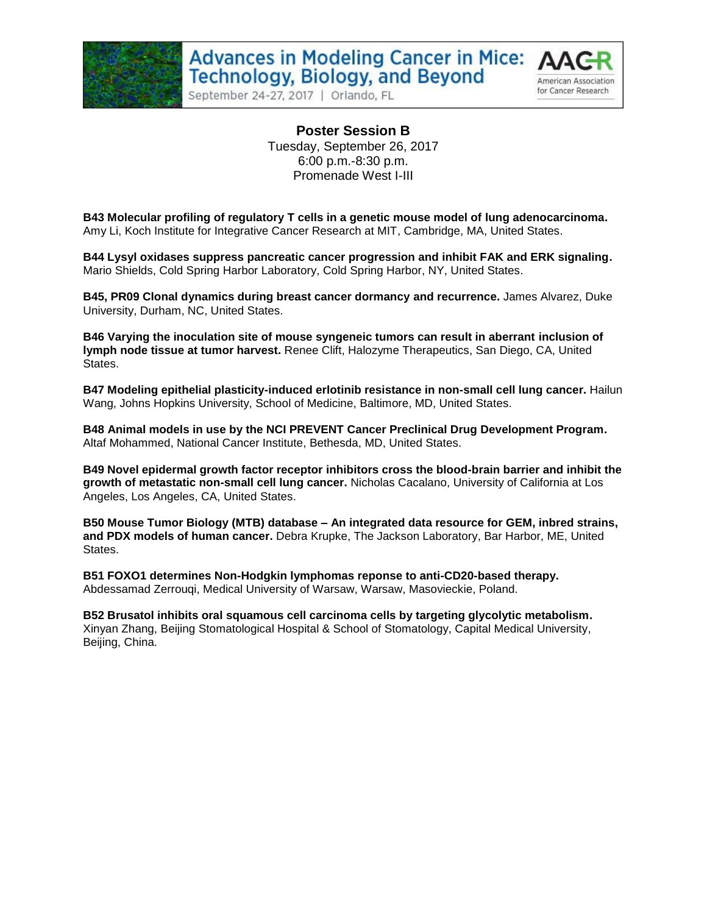## Poster Session B

Tuesday, September 26, 2017
6:00 p.m.-8:30 p.m.
Promenade West I-III

**B43 Molecular profiling of regulatory T cells in a genetic mouse model of lung adenocarcinoma.** Amy Li, Koch Institute for Integrative Cancer Research at MIT, Cambridge, MA, United States.

**B44 Lysyl oxidases suppress pancreatic cancer progression and inhibit FAK and ERK signaling.** Mario Shields, Cold Spring Harbor Laboratory, Cold Spring Harbor, NY, United States.

**B45, PR09 Clonal dynamics during breast cancer dormancy and recurrence.** James Alvarez, Duke University, Durham, NC, United States.

**B46 Varying the inoculation site of mouse syngeneic tumors can result in aberrant inclusion of lymph node tissue at tumor harvest.** Renee Clift, Halozyme Therapeutics, San Diego, CA, United States.

**B47 Modeling epithelial plasticity-induced erlotinib resistance in non-small cell lung cancer.** Hailun Wang, Johns Hopkins University, School of Medicine, Baltimore, MD, United States.

**B48 Animal models in use by the NCI PREVENT Cancer Preclinical Drug Development Program.** Altaf Mohammed, National Cancer Institute, Bethesda, MD, United States.

**B49 Novel epidermal growth factor receptor inhibitors cross the blood-brain barrier and inhibit the growth of metastatic non-small cell lung cancer.** Nicholas Cacalano, University of California at Los Angeles, Los Angeles, CA, United States.

**B50 Mouse Tumor Biology (MTB) database – An integrated data resource for GEM, inbred strains, and PDX models of human cancer.** Debra Krupke, The Jackson Laboratory, Bar Harbor, ME, United States.

**B51 FOXO1 determines Non-Hodgkin lymphomas reponse to anti-CD20-based therapy.** Abdessamad Zerrouqi, Medical University of Warsaw, Warsaw, Masovieckie, Poland.

**B52 Brusatol inhibits oral squamous cell carcinoma cells by targeting glycolytic metabolism.** Xinyan Zhang, Beijing Stomatological Hospital & School of Stomatology, Capital Medical University, Beijing, China.